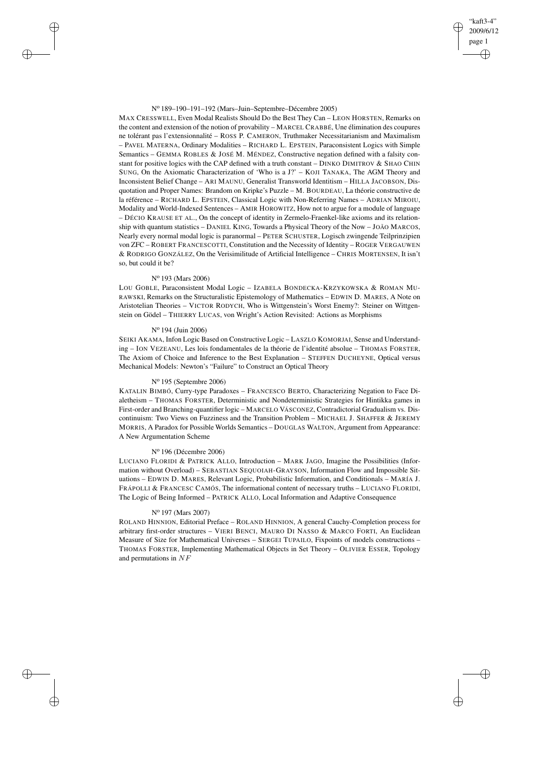Nº 189–190–191–192 (Mars–Juin–Septembre–Décembre 2005)

MAX CRESSWELL, Even Modal Realists Should Do the Best They Can – LEON HORSTEN, Remarks on the content and extension of the notion of provability – MARCEL CRABBÉ, Une élimination des coupures ne tolérant pas l'extensionnalité – ROSS P. CAMERON, Truthmaker Necessitarianism and Maximalism – PAVEL MATERNA, Ordinary Modalities – RICHARD L. EPSTEIN, Paraconsistent Logics with Simple Semantics – GEMMA ROBLES & JOSÉ M. MÉNDEZ, Constructive negation defined with a falsity constant for positive logics with the CAP defined with a truth constant – DINKO DIMITROV & SHAO CHIN SUNG, On the Axiomatic Characterization of 'Who is a J?' – KOJI TANAKA, The AGM Theory and Inconsistent Belief Change – ARI MAUNU, Generalist Transworld Identitism – HILLA JACOBSON, Disquotation and Proper Names: Brandom on Kripke's Puzzle – M. BOURDEAU, La théorie constructive de la référence – RICHARD L. EPSTEIN, Classical Logic with Non-Referring Names – ADRIAN MIROIU, Modality and World-Indexed Sentences – AMIR HOROWITZ, How not to argue for a module of language – DÉCIO KRAUSE ET AL., On the concept of identity in Zermelo-Fraenkel-like axioms and its relationship with quantum statistics – DANIEL KING, Towards a Physical Theory of the Now – JOÃO MARCOS, Nearly every normal modal logic is paranormal – PETER SCHUSTER, Logisch zwingende Teilprinzipien von ZFC – ROBERT FRANCESCOTTI, Constitution and the Necessity of Identity – ROGER VERGAUWEN & RODRIGO GONZÁLEZ, On the Verisimilitude of Artificial Intelligence – CHRIS MORTENSEN, It isn't so, but could it be?

Nº 193 (Mars 2006)

LOU GOBLE, Paraconsistent Modal Logic – IZABELA BONDECKA-KRZYKOWSKA & ROMAN MURAWSKI, Remarks on the Structuralistic Epistemology of Mathematics – EDWIN D. MARES, A Note on Aristotelian Theories – VICTOR RODYCH, Who is Wittgenstein's Worst Enemy?: Steiner on Wittgenstein on Gödel – THIERRY LUCAS, von Wright's Action Revisited: Actions as Morphisms

Nº 194 (Juin 2006)

SEIKI AKAMA, Infon Logic Based on Constructive Logic – LASZLO KOMORJAI, Sense and Understanding – ION VEZEANU, Les lois fondamentales de la théorie de l'identité absolue – THOMAS FORSTER, The Axiom of Choice and Inference to the Best Explanation – STEFFEN DUCHEYNE, Optical versus Mechanical Models: Newton's "Failure" to Construct an Optical Theory

Nº 195 (Septembre 2006)

KATALIN BIMBÓ, Curry-type Paradoxes – FRANCESCO BERTO, Characterizing Negation to Face Dialetheism – THOMAS FORSTER, Deterministic and Nondeterministic Strategies for Hintikka games in First-order and Branching-quantifier logic – MARCELO VÁSCONEZ, Contradictorial Gradualism vs. Discontinuism: Two Views on Fuzziness and the Transition Problem – MICHAEL J. SHAFFER & JEREMY MORRIS, A Paradox for Possible Worlds Semantics – DOUGLAS WALTON, Argument from Appearance: A New Argumentation Scheme

Nº 196 (Décembre 2006)

LUCIANO FLORIDI & PATRICK ALLO, Introduction – MARK JAGO, Imagine the Possibilities (Information without Overload) – SEBASTIAN SEQUOIAH-GRAYSON, Information Flow and Impossible Situations – EDWIN D. MARES, Relevant Logic, Probabilistic Information, and Conditionals – MARÍA J. FRÁPOLLI & FRANCESC CAMÓS, The informational content of necessary truths – LUCIANO FLORIDI, The Logic of Being Informed – PATRICK ALLO, Local Information and Adaptive Consequence

Nº 197 (Mars 2007)

ROLAND HINNION, Editorial Preface – ROLAND HINNION, A general Cauchy-Completion process for arbitrary first-order structures – VIERI BENCI, MAURO DI NASSO & MARCO FORTI, An Euclidean Measure of Size for Mathematical Universes – SERGEI TUPAILO, Fixpoints of models constructions – THOMAS FORSTER, Implementing Mathematical Objects in Set Theory – OLIVIER ESSER, Topology and permutations in $NF$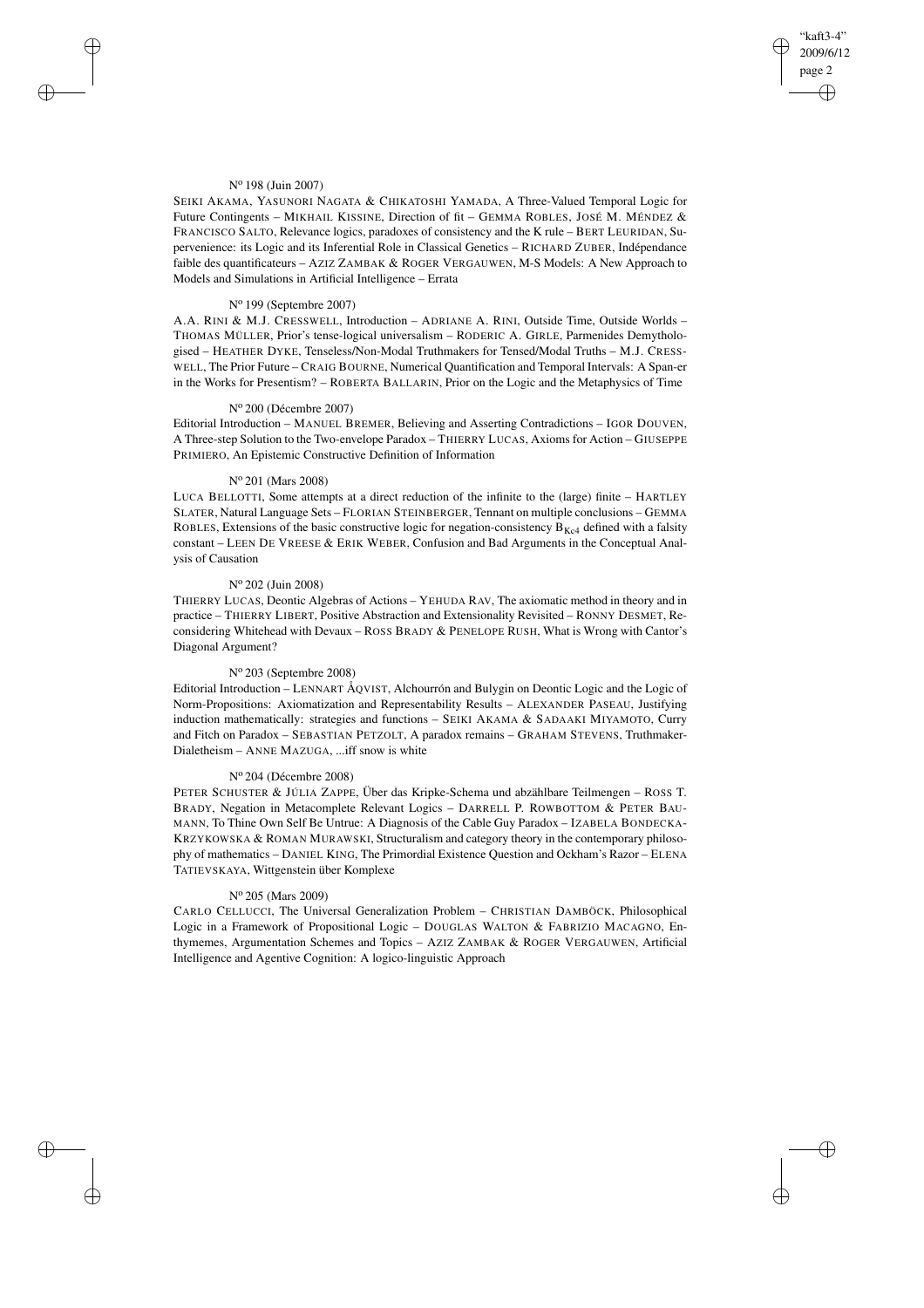N° 198 (Juin 2007)

SEIKI AKAMA, YASUNORI NAGATA & CHIKATOSHI YAMADA, A Three-Valued Temporal Logic for Future Contingents – MIKHAIL KISSINE, Direction of fit – GEMMA ROBLES, JOSÉ M. MÉNDEZ & FRANCISCO SALTO, Relevance logics, paradoxes of consistency and the K rule – BERT LEURIDAN, Supervenience: its Logic and its Inferential Role in Classical Genetics – RICHARD ZUBER, Indépendance faible des quantificateurs – AZIZ ZAMBAK & ROGER VERGAUWEN, M-S Models: A New Approach to Models and Simulations in Artificial Intelligence – Errata

N° 199 (Septembre 2007)

A.A. RINI & M.J. CRESSWELL, Introduction – ADRIANE A. RINI, Outside Time, Outside Worlds – THOMAS MÜLLER, Prior's tense-logical universalism – RODERIC A. GIRLE, Parmenides Demythologised – HEATHER DYKE, Tenseless/Non-Modal Truthmakers for Tensed/Modal Truths – M.J. CRESSWELL, The Prior Future – CRAIG BOURNE, Numerical Quantification and Temporal Intervals: A Span-er in the Works for Presentism? – ROBERTA BALLARIN, Prior on the Logic and the Metaphysics of Time

N° 200 (Décembre 2007)

Editorial Introduction – MANUEL BREMER, Believing and Asserting Contradictions – IGOR DOUVEN, A Three-step Solution to the Two-envelope Paradox – THIERRY LUCAS, Axioms for Action – GIUSEPPE PRIMIERO, An Epistemic Constructive Definition of Information

N° 201 (Mars 2008)

LUCA BELLOTTI, Some attempts at a direct reduction of the infinite to the (large) finite – HARTLEY SLATER, Natural Language Sets – FLORIAN STEINBERGER, Tennant on multiple conclusions – GEMMA ROBLES, Extensions of the basic constructive logic for negation-consistency $B_{Kc4}$ defined with a falsity constant – LEEN DE VREESE & ERIK WEBER, Confusion and Bad Arguments in the Conceptual Analysis of Causation

N° 202 (Juin 2008)

THIERRY LUCAS, Deontic Algebras of Actions – YEHUDA RAV, The axiomatic method in theory and in practice – THIERRY LIBERT, Positive Abstraction and Extensionality Revisited – RONNY DESMET, Reconsidering Whitehead with Devaux – ROSS BRADY & PENELOPE RUSH, What is Wrong with Cantor's Diagonal Argument?

N° 203 (Septembre 2008)

Editorial Introduction – LENNART ÅQVIST, Alchourrón and Bulygin on Deontic Logic and the Logic of Norm-Propositions: Axiomatization and Representability Results – ALEXANDER PASEAU, Justifying induction mathematically: strategies and functions – SEIKI AKAMA & SADAAKI MIYAMOTO, Curry and Fitch on Paradox – SEBASTIAN PETZOLT, A paradox remains – GRAHAM STEVENS, Truthmaker-Dialetheism – ANNE MAZUGA, ...iff snow is white

N° 204 (Décembre 2008)

PETER SCHUSTER & JÚLIA ZAPPE, Über das Kripke-Schema und abzählbare Teilmengen – ROSS T. BRADY, Negation in Metacomplete Relevant Logics – DARRELL P. ROWBOTTOM & PETER BAUMANN, To Thine Own Self Be Untrue: A Diagnosis of the Cable Guy Paradox – IZABELA BONDECKA-KRZYKOWSKA & ROMAN MURAWSKI, Structuralism and category theory in the contemporary philosophy of mathematics – DANIEL KING, The Primordial Existence Question and Ockham's Razor – ELENA TATIEVSKAYA, Wittgenstein über Komplexe

N° 205 (Mars 2009)

CARLO CELLUCCI, The Universal Generalization Problem – CHRISTIAN DAMBÖCK, Philosophical Logic in a Framework of Propositional Logic – DOUGLAS WALTON & FABRIZIO MACAGNO, Enthymemes, Argumentation Schemes and Topics – AZIZ ZAMBAK & ROGER VERGAUWEN, Artificial Intelligence and Agentive Cognition: A logico-linguistic Approach